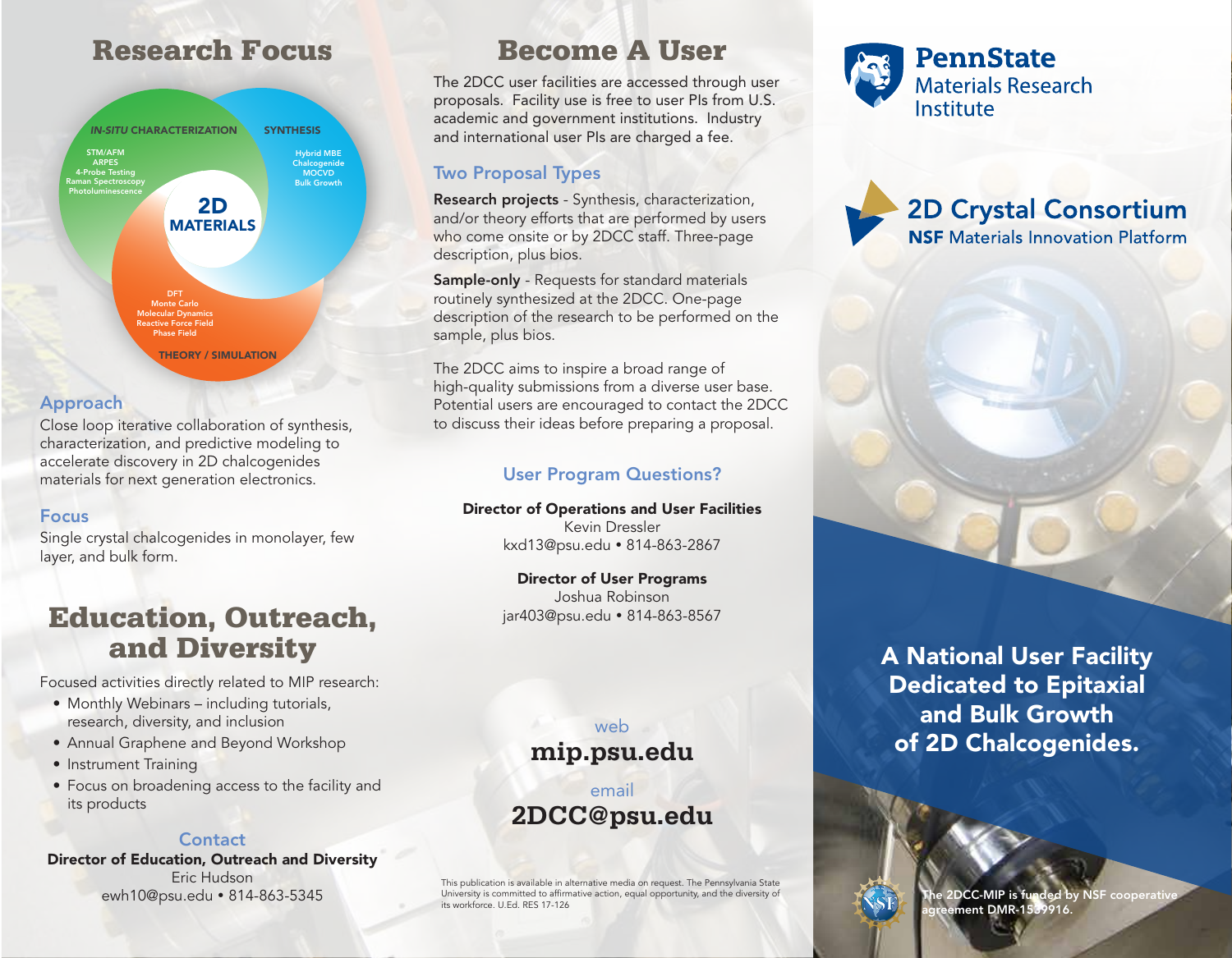# Research Focus

*IN-SITU* CHARACTERIZATION

STM/AFM
ARPES
4-Probe Testing
Raman Spectroscopy
Photoluminescence

SYNTHESIS

Hybrid MBE
Chalcogenide
MOCVD
Bulk Growth

2D MATERIALS

DFT
Monte Carlo
Molecular Dynamics
Reactive Force Field
Phase Field

THEORY / SIMULATION

## Approach

Close loop iterative collaboration of synthesis, characterization, and predictive modeling to accelerate discovery in 2D chalcogenides materials for next generation electronics.

## Focus

Single crystal chalcogenides in monolayer, few layer, and bulk form.

# Education, Outreach, and Diversity

Focused activities directly related to MIP research:

- Monthly Webinars – including tutorials, research, diversity, and inclusion
- Annual Graphene and Beyond Workshop
- Instrument Training
- Focus on broadening access to the facility and its products

## Contact

**Director of Education, Outreach and Diversity**
Eric Hudson
ewh10@psu.edu • 814-863-5345

# Become A User

The 2DCC user facilities are accessed through user proposals. Facility use is free to user PIs from U.S. academic and government institutions. Industry and international user PIs are charged a fee.

## Two Proposal Types

**Research projects** - Synthesis, characterization, and/or theory efforts that are performed by users who come onsite or by 2DCC staff. Three-page description, plus bios.

**Sample-only** - Requests for standard materials routinely synthesized at the 2DCC. One-page description of the research to be performed on the sample, plus bios.

The 2DCC aims to inspire a broad range of high-quality submissions from a diverse user base. Potential users are encouraged to contact the 2DCC to discuss their ideas before preparing a proposal.

## User Program Questions?

**Director of Operations and User Facilities**
Kevin Dressler
kxd13@psu.edu • 814-863-2867

**Director of User Programs**
Joshua Robinson
jar403@psu.edu • 814-863-8567

web
**mip.psu.edu**

email
**2DCC@psu.edu**

This publication is available in alternative media on request. The Pennsylvania State University is committed to affirmative action, equal opportunity, and the diversity of its workforce. U.Ed. RES 17-126

**PennState**
Materials Research Institute

**2D Crystal Consortium**
**NSF** Materials Innovation Platform

## A National User Facility Dedicated to Epitaxial and Bulk Growth of 2D Chalcogenides.

The 2DCC-MIP is funded by NSF cooperative agreement DMR-1539916.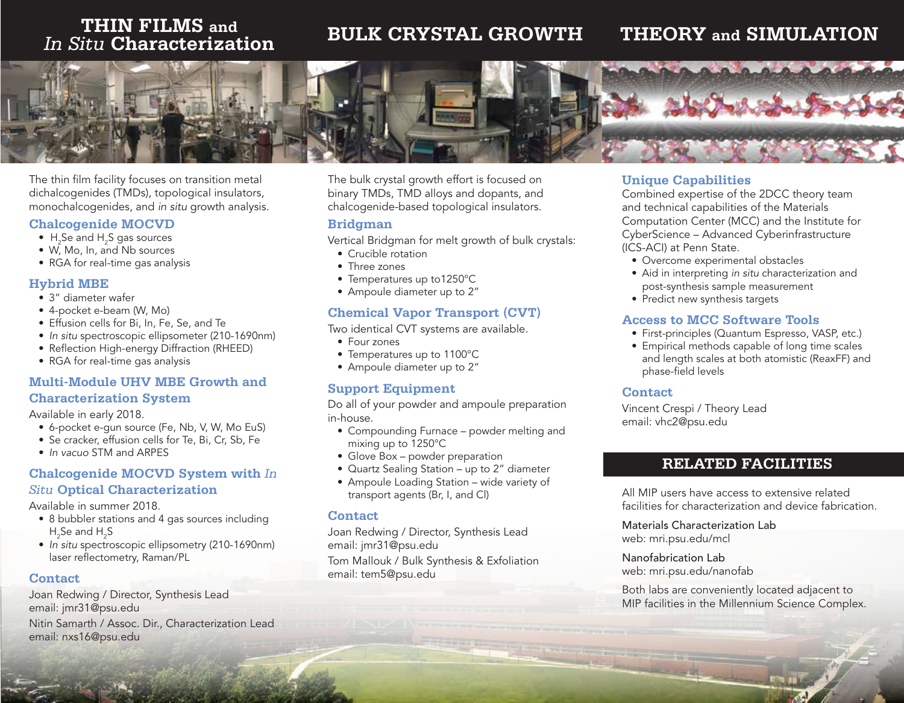# THIN FILMS and *In Situ* Characterization

The thin film facility focuses on transition metal dichalcogenides (TMDs), topological insulators, monochalcogenides, and *in situ* growth analysis.

## Chalcogenide MOCVD

- $H_2Se$ and $H_2S$ gas sources
- W, Mo, In, and Nb sources
- RGA for real-time gas analysis

## Hybrid MBE

- 3" diameter wafer
- 4-pocket e-beam (W, Mo)
- Effusion cells for Bi, In, Fe, Se, and Te
- *In situ* spectroscopic ellipsometer (210-1690nm)
- Reflection High-energy Diffraction (RHEED)
- RGA for real-time gas analysis

## Multi-Module UHV MBE Growth and Characterization System

Available in early 2018.

- 6-pocket e-gun source (Fe, Nb, V, W, Mo EuS)
- Se cracker, effusion cells for Te, Bi, Cr, Sb, Fe
- *In vacuo* STM and ARPES

## Chalcogenide MOCVD System with *In Situ* Optical Characterization

Available in summer 2018.

- 8 bubbler stations and 4 gas sources including $H_2Se$ and $H_2S$
- *In situ* spectroscopic ellipsometry (210-1690nm) laser reflectometry, Raman/PL

## Contact

Joan Redwing / Director, Synthesis Lead
email: jmr31@psu.edu

Nitin Samarth / Assoc. Dir., Characterization Lead
email: nxs16@psu.edu

# BULK CRYSTAL GROWTH

The bulk crystal growth effort is focused on binary TMDs, TMD alloys and dopants, and chalcogenide-based topological insulators.

## Bridgman

Vertical Bridgman for melt growth of bulk crystals:

- Crucible rotation
- Three zones
- Temperatures up to1250°C
- Ampoule diameter up to 2"

## Chemical Vapor Transport (CVT)

Two identical CVT systems are available.

- Four zones
- Temperatures up to 1100°C
- Ampoule diameter up to 2"

## Support Equipment

Do all of your powder and ampoule preparation in-house.

- Compounding Furnace – powder melting and mixing up to 1250°C
- Glove Box – powder preparation
- Quartz Sealing Station – up to 2" diameter
- Ampoule Loading Station – wide variety of transport agents (Br, I, and Cl)

## Contact

Joan Redwing / Director, Synthesis Lead
email: jmr31@psu.edu

Tom Mallouk / Bulk Synthesis & Exfoliation
email: tem5@psu.edu

# THEORY and SIMULATION

## Unique Capabilities

Combined expertise of the 2DCC theory team and technical capabilities of the Materials Computation Center (MCC) and the Institute for CyberScience – Advanced Cyberinfrastructure (ICS-ACI) at Penn State.

- Overcome experimental obstacles
- Aid in interpreting *in situ* characterization and post-synthesis sample measurement
- Predict new synthesis targets

## Access to MCC Software Tools

- First-principles (Quantum Espresso, VASP, etc.)
- Empirical methods capable of long time scales and length scales at both atomistic (ReaxFF) and phase-field levels

## Contact

Vincent Crespi / Theory Lead
email: vhc2@psu.edu

# RELATED FACILITIES

All MIP users have access to extensive related facilities for characterization and device fabrication.

Materials Characterization Lab
web: mri.psu.edu/mcl

Nanofabrication Lab
web: mri.psu.edu/nanofab

Both labs are conveniently located adjacent to MIP facilities in the Millennium Science Complex.